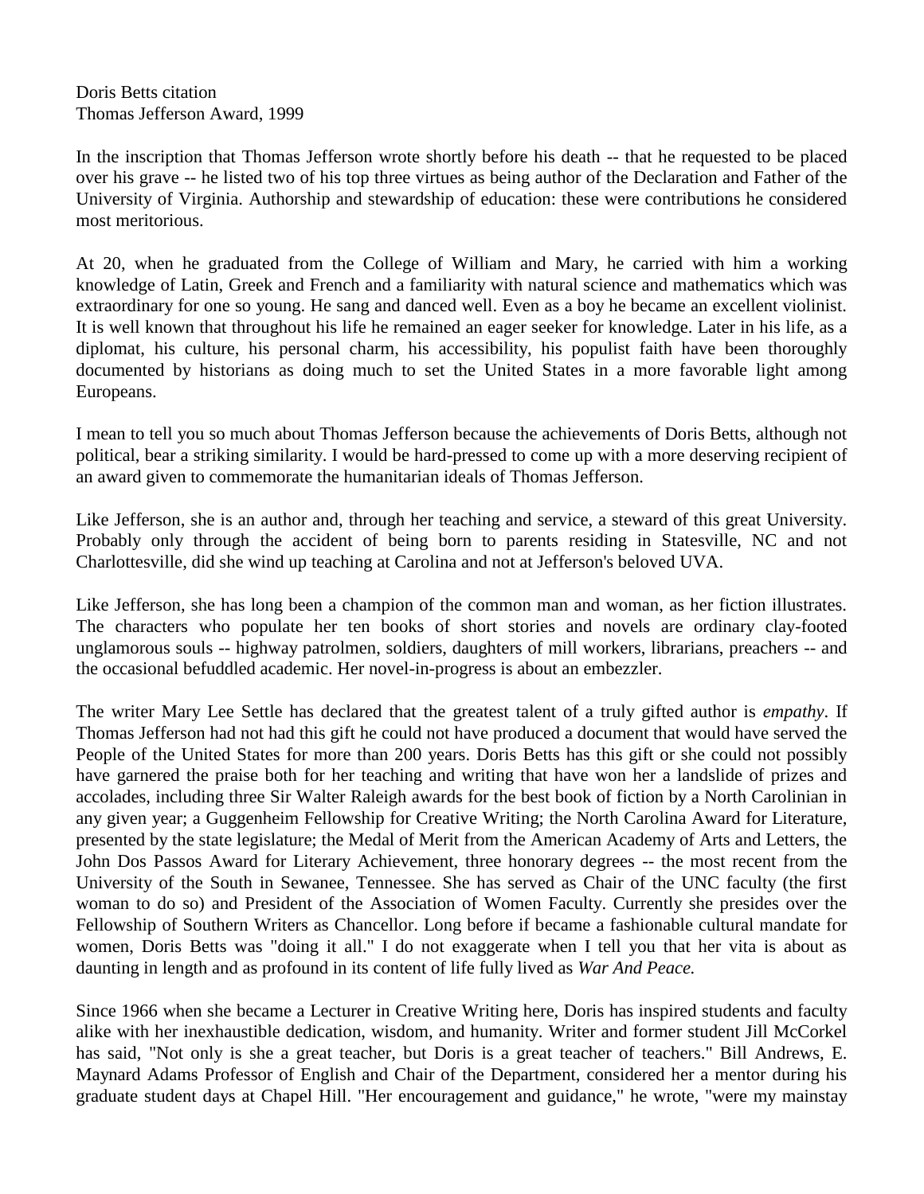Doris Betts citation
Thomas Jefferson Award, 1999

In the inscription that Thomas Jefferson wrote shortly before his death -- that he requested to be placed over his grave -- he listed two of his top three virtues as being author of the Declaration and Father of the University of Virginia. Authorship and stewardship of education: these were contributions he considered most meritorious.

At 20, when he graduated from the College of William and Mary, he carried with him a working knowledge of Latin, Greek and French and a familiarity with natural science and mathematics which was extraordinary for one so young. He sang and danced well. Even as a boy he became an excellent violinist. It is well known that throughout his life he remained an eager seeker for knowledge. Later in his life, as a diplomat, his culture, his personal charm, his accessibility, his populist faith have been thoroughly documented by historians as doing much to set the United States in a more favorable light among Europeans.

I mean to tell you so much about Thomas Jefferson because the achievements of Doris Betts, although not political, bear a striking similarity. I would be hard-pressed to come up with a more deserving recipient of an award given to commemorate the humanitarian ideals of Thomas Jefferson.

Like Jefferson, she is an author and, through her teaching and service, a steward of this great University. Probably only through the accident of being born to parents residing in Statesville, NC and not Charlottesville, did she wind up teaching at Carolina and not at Jefferson's beloved UVA.

Like Jefferson, she has long been a champion of the common man and woman, as her fiction illustrates. The characters who populate her ten books of short stories and novels are ordinary clay-footed unglamorous souls -- highway patrolmen, soldiers, daughters of mill workers, librarians, preachers -- and the occasional befuddled academic. Her novel-in-progress is about an embezzler.

The writer Mary Lee Settle has declared that the greatest talent of a truly gifted author is *empathy*. If Thomas Jefferson had not had this gift he could not have produced a document that would have served the People of the United States for more than 200 years. Doris Betts has this gift or she could not possibly have garnered the praise both for her teaching and writing that have won her a landslide of prizes and accolades, including three Sir Walter Raleigh awards for the best book of fiction by a North Carolinian in any given year; a Guggenheim Fellowship for Creative Writing; the North Carolina Award for Literature, presented by the state legislature; the Medal of Merit from the American Academy of Arts and Letters, the John Dos Passos Award for Literary Achievement, three honorary degrees -- the most recent from the University of the South in Sewanee, Tennessee. She has served as Chair of the UNC faculty (the first woman to do so) and President of the Association of Women Faculty. Currently she presides over the Fellowship of Southern Writers as Chancellor. Long before if became a fashionable cultural mandate for women, Doris Betts was "doing it all." I do not exaggerate when I tell you that her vita is about as daunting in length and as profound in its content of life fully lived as *War And Peace.*

Since 1966 when she became a Lecturer in Creative Writing here, Doris has inspired students and faculty alike with her inexhaustible dedication, wisdom, and humanity. Writer and former student Jill McCorkel has said, "Not only is she a great teacher, but Doris is a great teacher of teachers." Bill Andrews, E. Maynard Adams Professor of English and Chair of the Department, considered her a mentor during his graduate student days at Chapel Hill. "Her encouragement and guidance," he wrote, "were my mainstay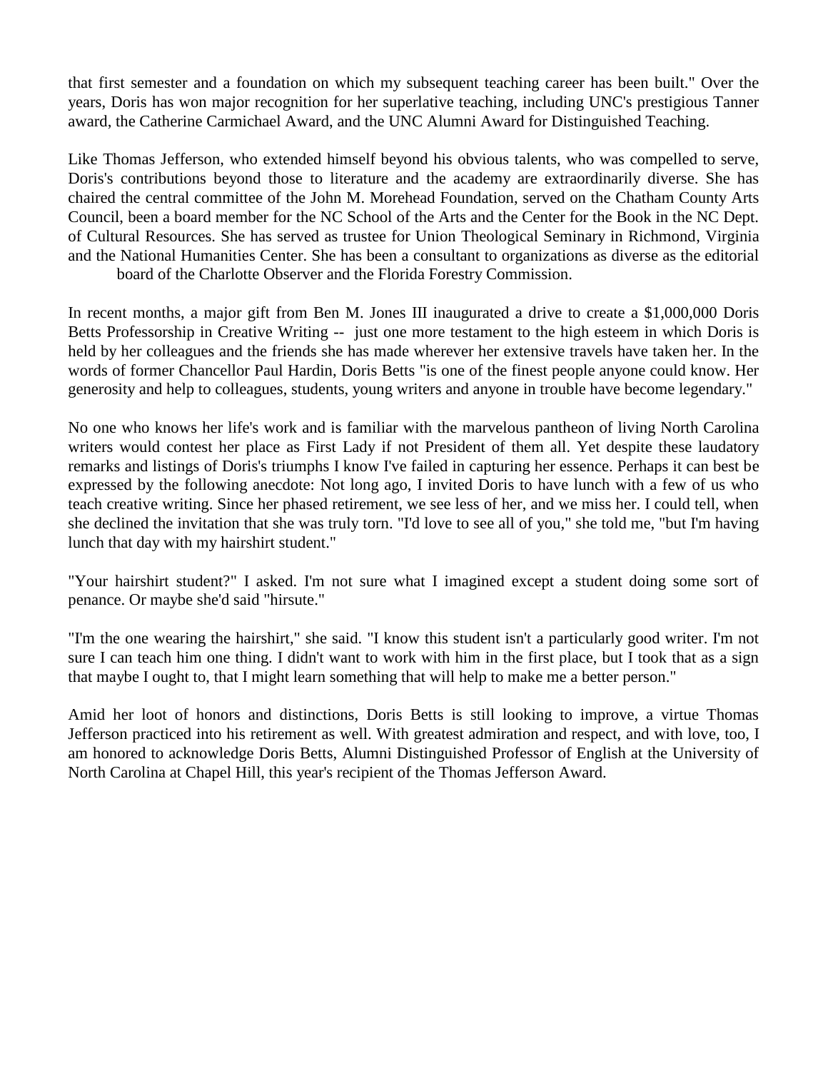that first semester and a foundation on which my subsequent teaching career has been built." Over the years, Doris has won major recognition for her superlative teaching, including UNC's prestigious Tanner award, the Catherine Carmichael Award, and the UNC Alumni Award for Distinguished Teaching.

Like Thomas Jefferson, who extended himself beyond his obvious talents, who was compelled to serve, Doris's contributions beyond those to literature and the academy are extraordinarily diverse. She has chaired the central committee of the John M. Morehead Foundation, served on the Chatham County Arts Council, been a board member for the NC School of the Arts and the Center for the Book in the NC Dept. of Cultural Resources. She has served as trustee for Union Theological Seminary in Richmond, Virginia and the National Humanities Center. She has been a consultant to organizations as diverse as the editorial board of the Charlotte Observer and the Florida Forestry Commission.

In recent months, a major gift from Ben M. Jones III inaugurated a drive to create a $1,000,000 Doris Betts Professorship in Creative Writing -- just one more testament to the high esteem in which Doris is held by her colleagues and the friends she has made wherever her extensive travels have taken her. In the words of former Chancellor Paul Hardin, Doris Betts "is one of the finest people anyone could know. Her generosity and help to colleagues, students, young writers and anyone in trouble have become legendary."

No one who knows her life's work and is familiar with the marvelous pantheon of living North Carolina writers would contest her place as First Lady if not President of them all. Yet despite these laudatory remarks and listings of Doris's triumphs I know I've failed in capturing her essence. Perhaps it can best be expressed by the following anecdote: Not long ago, I invited Doris to have lunch with a few of us who teach creative writing. Since her phased retirement, we see less of her, and we miss her. I could tell, when she declined the invitation that she was truly torn. "I'd love to see all of you," she told me, "but I'm having lunch that day with my hairshirt student."

"Your hairshirt student?" I asked. I'm not sure what I imagined except a student doing some sort of penance. Or maybe she'd said "hirsute."

"I'm the one wearing the hairshirt," she said. "I know this student isn't a particularly good writer. I'm not sure I can teach him one thing. I didn't want to work with him in the first place, but I took that as a sign that maybe I ought to, that I might learn something that will help to make me a better person."

Amid her loot of honors and distinctions, Doris Betts is still looking to improve, a virtue Thomas Jefferson practiced into his retirement as well. With greatest admiration and respect, and with love, too, I am honored to acknowledge Doris Betts, Alumni Distinguished Professor of English at the University of North Carolina at Chapel Hill, this year's recipient of the Thomas Jefferson Award.